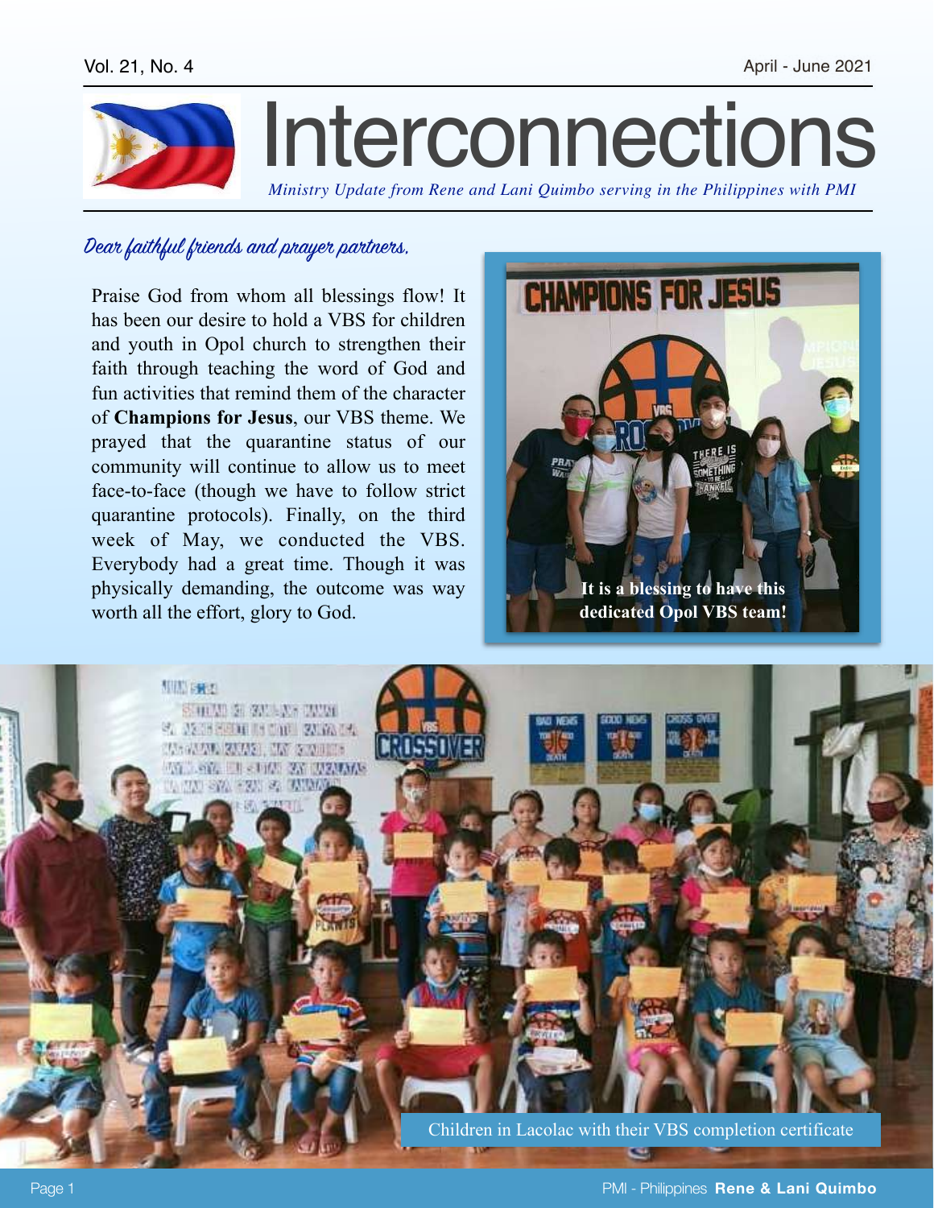Vol. 21, No. 4 | April - June 2021

# Interconnections

*Ministry Update from Rene and Lani Quimbo serving in the Philippines with PMI*

*Dear faithful friends and prayer partners,*

Praise God from whom all blessings flow! It has been our desire to hold a VBS for children and youth in Opol church to strengthen their faith through teaching the word of God and fun activities that remind them of the character of **Champions for Jesus**, our VBS theme. We prayed that the quarantine status of our community will continue to allow us to meet face-to-face (though we have to follow strict quarantine protocols). Finally, on the third week of May, we conducted the VBS. Everybody had a great time. Though it was physically demanding, the outcome was way worth all the effort, glory to God.

**It is a blessing to have this dedicated Opol VBS team!**

Children in Lacolac with their VBS completion certificate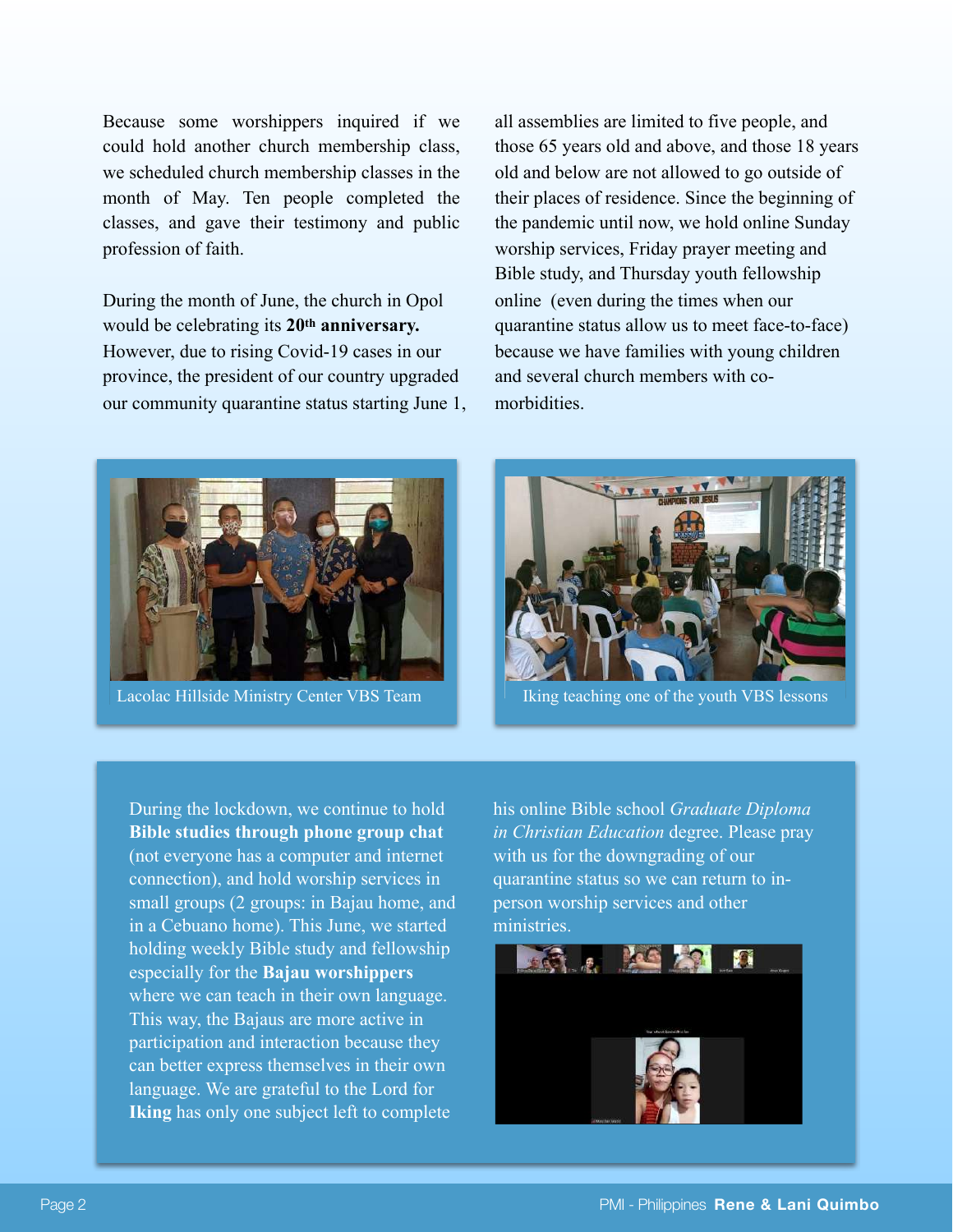Because some worshippers inquired if we could hold another church membership class, we scheduled church membership classes in the month of May. Ten people completed the classes, and gave their testimony and public profession of faith.

During the month of June, the church in Opol would be celebrating its **20th anniversary.** However, due to rising Covid-19 cases in our province, the president of our country upgraded our community quarantine status starting June 1, all assemblies are limited to five people, and those 65 years old and above, and those 18 years old and below are not allowed to go outside of their places of residence. Since the beginning of the pandemic until now, we hold online Sunday worship services, Friday prayer meeting and Bible study, and Thursday youth fellowship online (even during the times when our quarantine status allow us to meet face-to-face) because we have families with young children and several church members with co-morbidities.

Lacolac Hillside Ministry Center VBS Team

Iking teaching one of the youth VBS lessons

During the lockdown, we continue to hold **Bible studies through phone group chat** (not everyone has a computer and internet connection), and hold worship services in small groups (2 groups: in Bajau home, and in a Cebuano home). This June, we started holding weekly Bible study and fellowship especially for the **Bajau worshippers** where we can teach in their own language. This way, the Bajaus are more active in participation and interaction because they can better express themselves in their own language. We are grateful to the Lord for **Iking** has only one subject left to complete his online Bible school *Graduate Diploma in Christian Education* degree. Please pray with us for the downgrading of our quarantine status so we can return to in-person worship services and other ministries.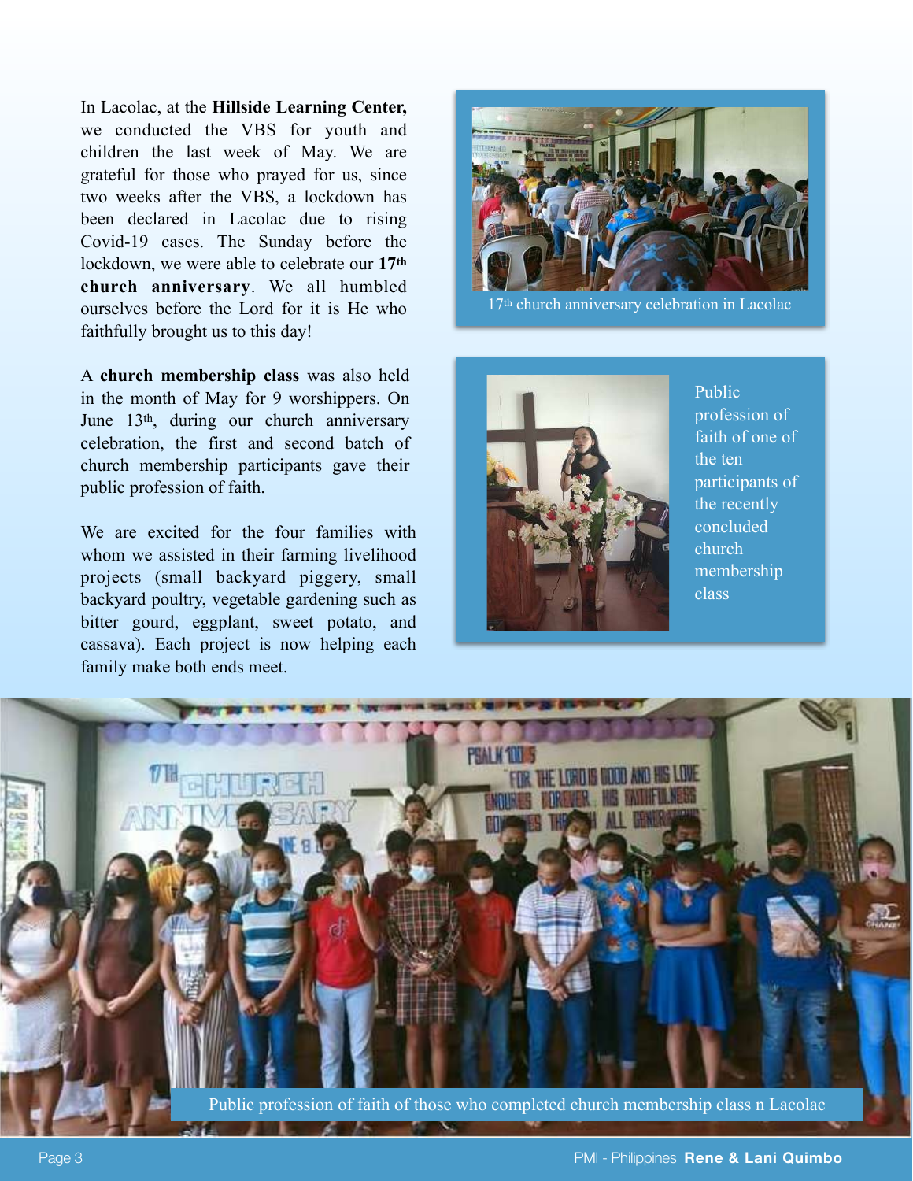In Lacolac, at the **Hillside Learning Center,** we conducted the VBS for youth and children the last week of May. We are grateful for those who prayed for us, since two weeks after the VBS, a lockdown has been declared in Lacolac due to rising Covid-19 cases. The Sunday before the lockdown, we were able to celebrate our **17th church anniversary**. We all humbled ourselves before the Lord for it is He who faithfully brought us to this day!

A **church membership class** was also held in the month of May for 9 worshippers. On June 13th, during our church anniversary celebration, the first and second batch of church membership participants gave their public profession of faith.

We are excited for the four families with whom we assisted in their farming livelihood projects (small backyard piggery, small backyard poultry, vegetable gardening such as bitter gourd, eggplant, sweet potato, and cassava). Each project is now helping each family make both ends meet.

17th church anniversary celebration in Lacolac

Public profession of faith of one of the ten participants of the recently concluded church membership class

Public profession of faith of those who completed church membership class n Lacolac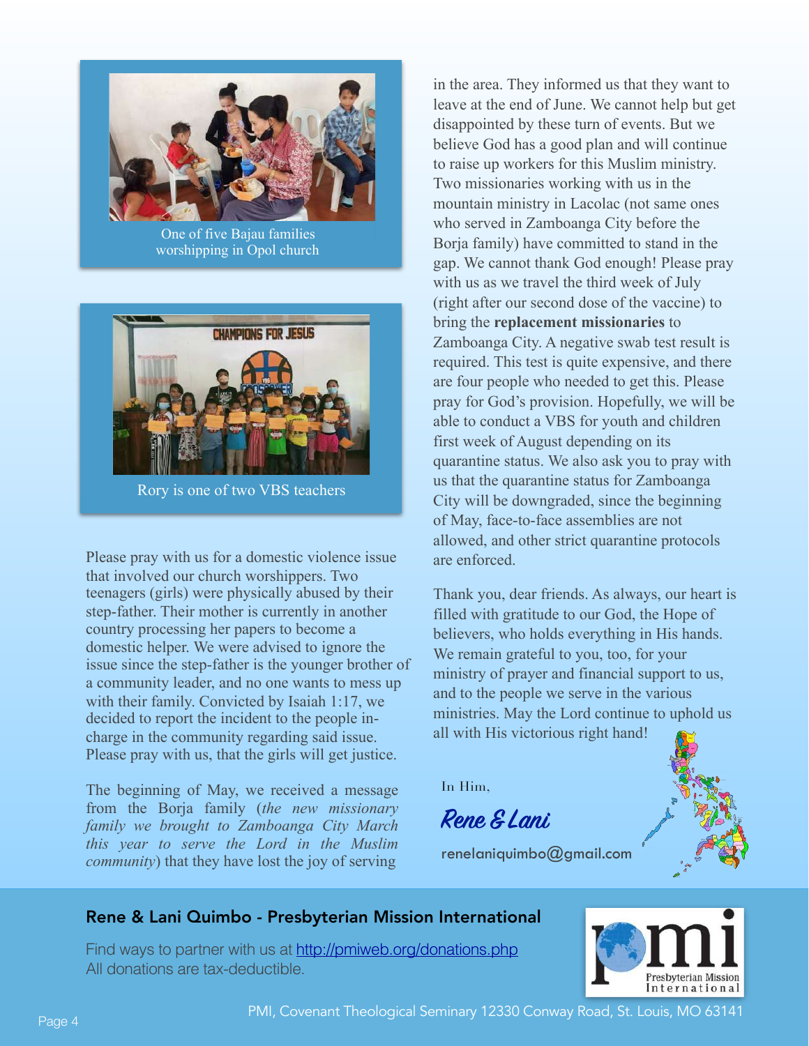One of five Bajau families worshipping in Opol church

Rory is one of two VBS teachers

Please pray with us for a domestic violence issue that involved our church worshippers. Two teenagers (girls) were physically abused by their step-father. Their mother is currently in another country processing her papers to become a domestic helper. We were advised to ignore the issue since the step-father is the younger brother of a community leader, and no one wants to mess up with their family. Convicted by Isaiah 1:17, we decided to report the incident to the people in-charge in the community regarding said issue. Please pray with us, that the girls will get justice.

The beginning of May, we received a message from the Borja family (*the new missionary family we brought to Zamboanga City March this year to serve the Lord in the Muslim community*) that they have lost the joy of serving in the area. They informed us that they want to leave at the end of June. We cannot help but get disappointed by these turn of events. But we believe God has a good plan and will continue to raise up workers for this Muslim ministry. Two missionaries working with us in the mountain ministry in Lacolac (not same ones who served in Zamboanga City before the Borja family) have committed to stand in the gap. We cannot thank God enough! Please pray with us as we travel the third week of July (right after our second dose of the vaccine) to bring the **replacement missionaries** to Zamboanga City. A negative swab test result is required. This test is quite expensive, and there are four people who needed to get this. Please pray for God's provision. Hopefully, we will be able to conduct a VBS for youth and children first week of August depending on its quarantine status. We also ask you to pray with us that the quarantine status for Zamboanga City will be downgraded, since the beginning of May, face-to-face assemblies are not allowed, and other strict quarantine protocols are enforced.

Thank you, dear friends. As always, our heart is filled with gratitude to our God, the Hope of believers, who holds everything in His hands. We remain grateful to you, too, for your ministry of prayer and financial support to us, and to the people we serve in the various ministries. May the Lord continue to uphold us all with His victorious right hand!

In Him,

*Rene & Lani*

renelaniquimbo@gmail.com

## Rene & Lani Quimbo - Presbyterian Mission International

Find ways to partner with us at http://pmiweb.org/donations.php
All donations are tax-deductible.

PMI, Covenant Theological Seminary 12330 Conway Road, St. Louis, MO 63141